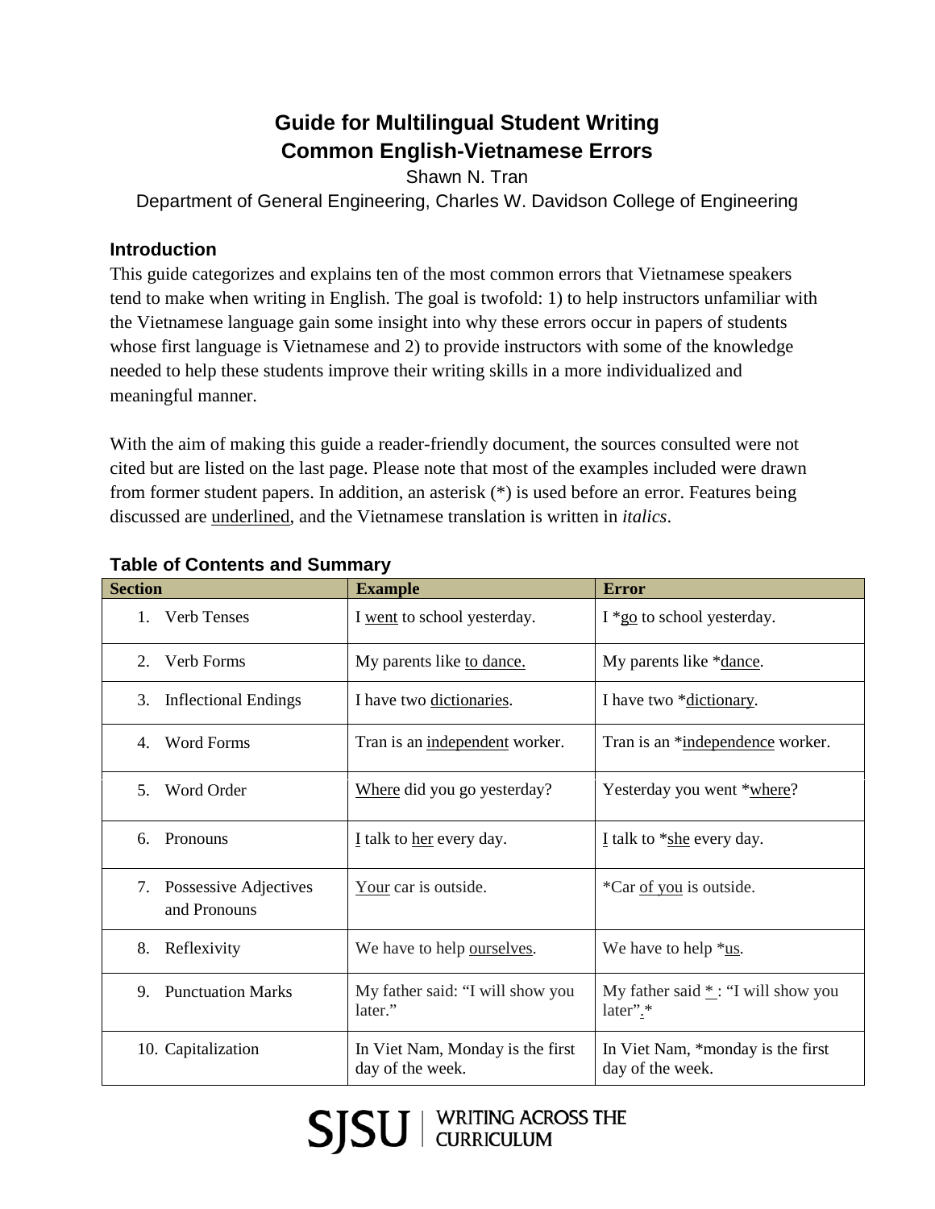# Guide for Multilingual Student Writing
## Common English-Vietnamese Errors

Shawn N. Tran

Department of General Engineering, Charles W. Davidson College of Engineering

### Introduction

This guide categorizes and explains ten of the most common errors that Vietnamese speakers tend to make when writing in English. The goal is twofold: 1) to help instructors unfamiliar with the Vietnamese language gain some insight into why these errors occur in papers of students whose first language is Vietnamese and 2) to provide instructors with some of the knowledge needed to help these students improve their writing skills in a more individualized and meaningful manner.

With the aim of making this guide a reader-friendly document, the sources consulted were not cited but are listed on the last page. Please note that most of the examples included were drawn from former student papers. In addition, an asterisk (*) is used before an error. Features being discussed are <u>underlined</u>, and the Vietnamese translation is written in *italics*.

### Table of Contents and Summary

| Section | Example | Error |
|---|---|---|
| 1. Verb Tenses | I <u>went</u> to school yesterday. | I *<u>go</u> to school yesterday. |
| 2. Verb Forms | My parents like <u>to dance.</u> | My parents like *<u>dance</u>. |
| 3. Inflectional Endings | I have two <u>dictionaries</u>. | I have two *<u>dictionary</u>. |
| 4. Word Forms | Tran is an <u>independent</u> worker. | Tran is an *<u>independence</u> worker. |
| 5. Word Order | <u>Where</u> did you go yesterday? | Yesterday you went *<u>where</u>? |
| 6. Pronouns | <u>I</u> talk to <u>her</u> every day. | <u>I</u> talk to *<u>she</u> every day. |
| 7. Possessive Adjectives and Pronouns | <u>Your</u> car is outside. | *Car <u>of you</u> is outside. |
| 8. Reflexivity | We have to help <u>ourselves</u>. | We have to help *<u>us</u>. |
| 9. Punctuation Marks | My father said: "I will show you later." | My father said <u>*</u>: "I will show you later"<u>.</u>* |
| 10. Capitalization | In Viet Nam, Monday is the first day of the week. | In Viet Nam, *monday is the first day of the week. |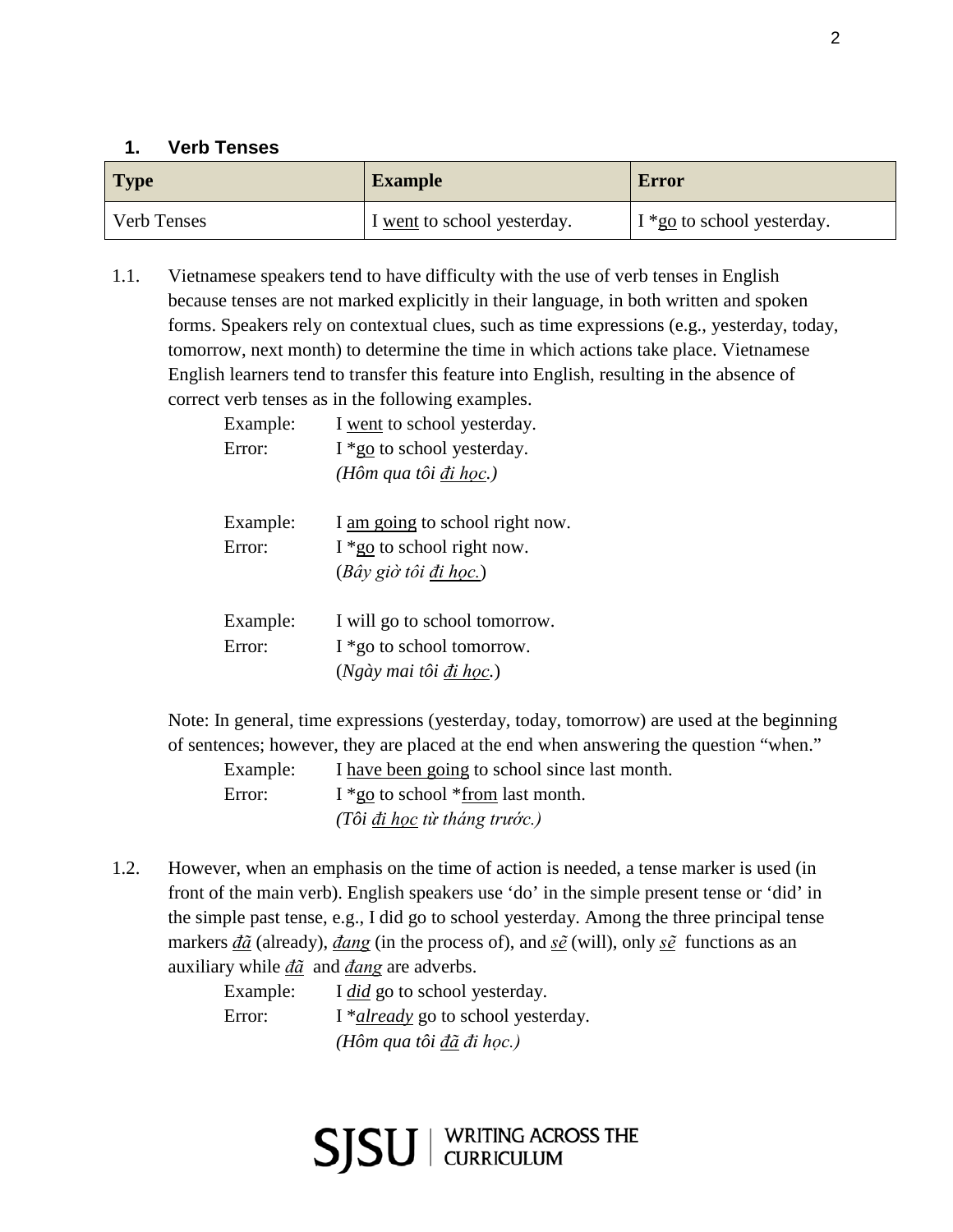### 1. Verb Tenses

| Type | Example | Error |
|---|---|---|
| Verb Tenses | I <u>went</u> to school yesterday. | I *<u>go</u> to school yesterday. |

1.1. Vietnamese speakers tend to have difficulty with the use of verb tenses in English because tenses are not marked explicitly in their language, in both written and spoken forms. Speakers rely on contextual clues, such as time expressions (e.g., yesterday, today, tomorrow, next month) to determine the time in which actions take place. Vietnamese English learners tend to transfer this feature into English, resulting in the absence of correct verb tenses as in the following examples.

Example: I <u>went</u> to school yesterday.
Error: I *<u>go</u> to school yesterday.
*(Hôm qua tôi <u>đi học</u>.)*

Example: I <u>am going</u> to school right now.
Error: I *<u>go</u> to school right now.
(*Bây giờ tôi <u>đi học.</u>*)

Example: I will go to school tomorrow.
Error: I *go to school tomorrow.
(*Ngày mai tôi <u>đi học</u>.*)

Note: In general, time expressions (yesterday, today, tomorrow) are used at the beginning of sentences; however, they are placed at the end when answering the question "when."

Example: I <u>have been going</u> to school since last month.
Error: I *<u>go</u> to school *<u>from</u> last month.
*(Tôi <u>đi học</u> từ tháng trước.)*

1.2. However, when an emphasis on the time of action is needed, a tense marker is used (in front of the main verb). English speakers use 'do' in the simple present tense or 'did' in the simple past tense, e.g., I did go to school yesterday. Among the three principal tense markers *<u>đã</u>* (already), *<u>đang</u>* (in the process of), and *<u>sẽ</u>* (will), only *<u>sẽ</u>* functions as an auxiliary while *<u>đã</u>* and *<u>đang</u>* are adverbs.

Example: I *<u>did</u>* go to school yesterday.
Error: I **<u>already</u>* go to school yesterday.
*(Hôm qua tôi <u>đã</u> đi học.)*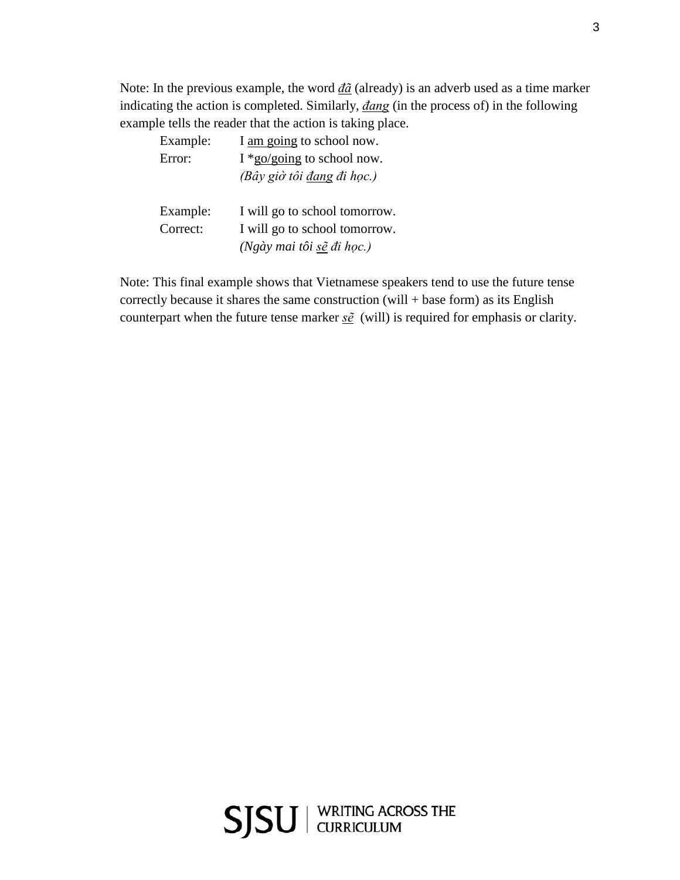Note: In the previous example, the word <u>*đã*</u> (already) is an adverb used as a time marker indicating the action is completed. Similarly, <u>*đang*</u> (in the process of) in the following example tells the reader that the action is taking place.

Example: I <u>am going</u> to school now.
Error: I *<u>go/going</u> to school now.
*(Bây giờ tôi <u>đang</u> đi học.)*

Example: I will go to school tomorrow.
Correct: I will go to school tomorrow.
*(Ngày mai tôi <u>sẽ</u> đi học.)*

Note: This final example shows that Vietnamese speakers tend to use the future tense correctly because it shares the same construction (will + base form) as its English counterpart when the future tense marker <u>*sẽ*</u> (will) is required for emphasis or clarity.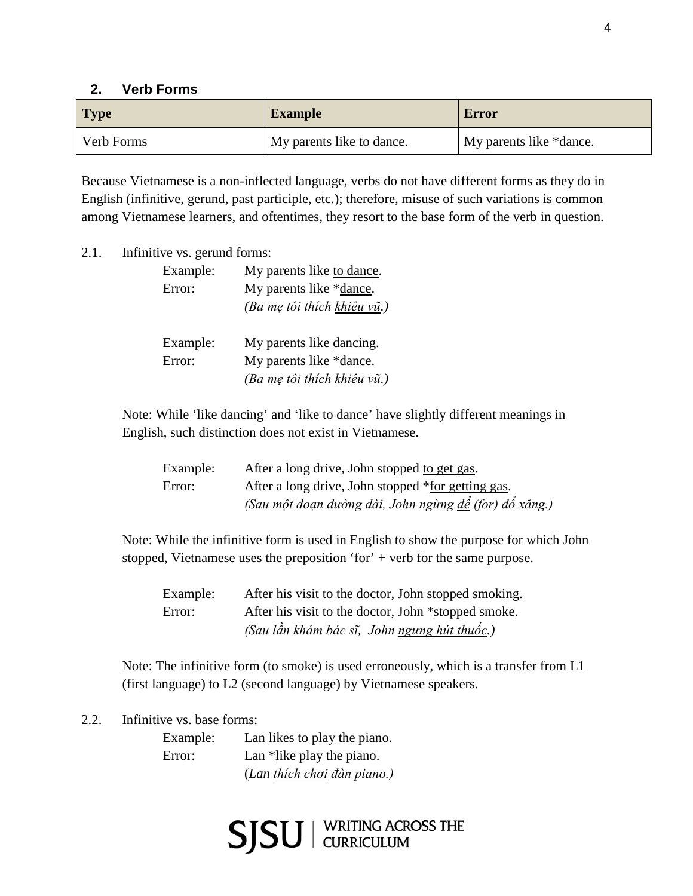## 2. Verb Forms

| Type | Example | Error |
|---|---|---|
| Verb Forms | My parents like <u>to dance</u>. | My parents like *<u>dance</u>. |

Because Vietnamese is a non-inflected language, verbs do not have different forms as they do in English (infinitive, gerund, past participle, etc.); therefore, misuse of such variations is common among Vietnamese learners, and oftentimes, they resort to the base form of the verb in question.

2.1. Infinitive vs. gerund forms:

Example: My parents like <u>to dance</u>.
Error: My parents like *<u>dance</u>.
*(Ba mẹ tôi thích <u>khiêu vũ</u>.)*

Example: My parents like <u>dancing</u>.
Error: My parents like *<u>dance</u>.
*(Ba mẹ tôi thích <u>khiêu vũ</u>.)*

Note: While 'like dancing' and 'like to dance' have slightly different meanings in English, such distinction does not exist in Vietnamese.

Example: After a long drive, John stopped <u>to get gas</u>.
Error: After a long drive, John stopped *<u>for getting gas</u>.
*(Sau một đoạn đường dài, John ngừng <u>để</u> (for) đổ xăng.)*

Note: While the infinitive form is used in English to show the purpose for which John stopped, Vietnamese uses the preposition 'for' + verb for the same purpose.

Example: After his visit to the doctor, John <u>stopped smoking</u>.
Error: After his visit to the doctor, John *<u>stopped smoke</u>.
*(Sau lần khám bác sĩ, John <u>ngưng hút thuốc</u>.)*

Note: The infinitive form (to smoke) is used erroneously, which is a transfer from L1 (first language) to L2 (second language) by Vietnamese speakers.

2.2. Infinitive vs. base forms:

Example: Lan <u>likes to play</u> the piano.
Error: Lan *<u>like play</u> the piano.
(*Lan <u>thích chơi</u> đàn piano.)*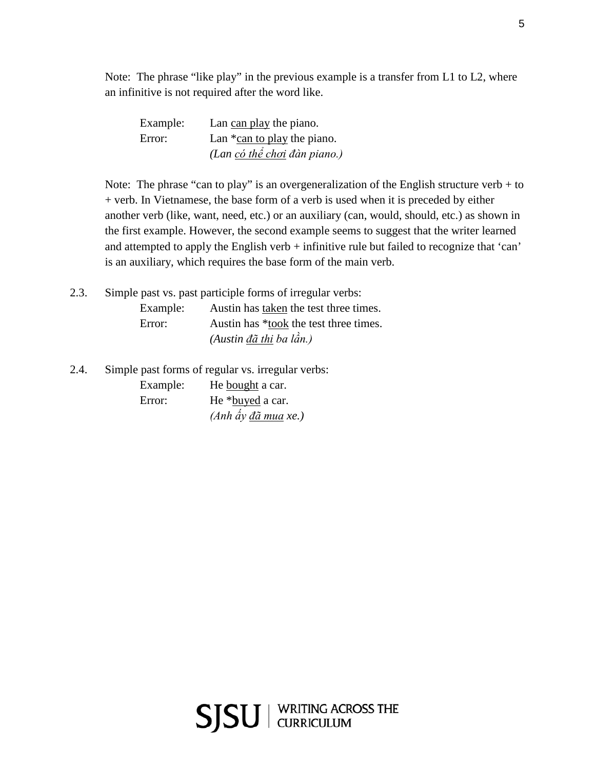Note: The phrase "like play" in the previous example is a transfer from L1 to L2, where an infinitive is not required after the word like.

Example: Lan <u>can play</u> the piano.
Error: Lan *<u>can to play</u> the piano.
*(Lan <u>có thể chơi</u> đàn piano.)*

Note: The phrase "can to play" is an overgeneralization of the English structure verb + to + verb. In Vietnamese, the base form of a verb is used when it is preceded by either another verb (like, want, need, etc.) or an auxiliary (can, would, should, etc.) as shown in the first example. However, the second example seems to suggest that the writer learned and attempted to apply the English verb + infinitive rule but failed to recognize that 'can' is an auxiliary, which requires the base form of the main verb.

2.3. Simple past vs. past participle forms of irregular verbs:

Example: Austin has <u>taken</u> the test three times.
Error: Austin has *<u>took</u> the test three times.
*(Austin <u>đã thi</u> ba lần.)*

2.4. Simple past forms of regular vs. irregular verbs:

Example: He <u>bought</u> a car.
Error: He *<u>buyed</u> a car.
*(Anh ấy <u>đã mua</u> xe.)*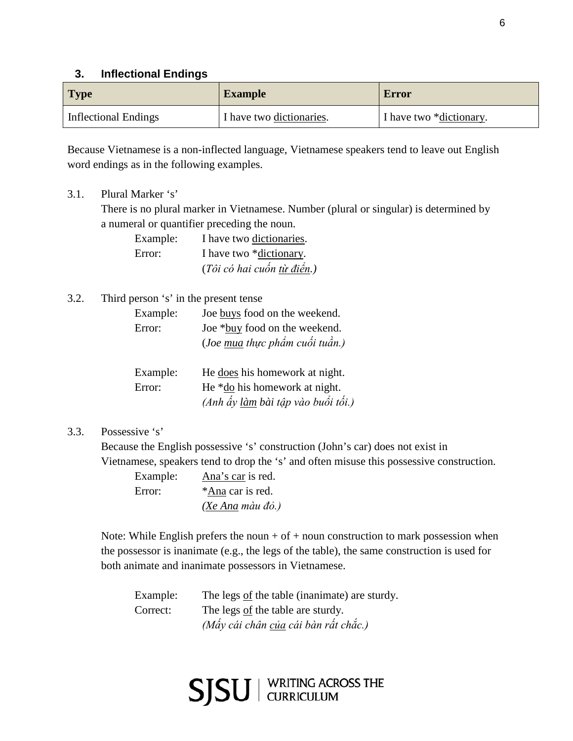### 3. Inflectional Endings

| Type | Example | Error |
|---|---|---|
| Inflectional Endings | I have two <u>dictionaries</u>. | I have two *<u>dictionary</u>. |

Because Vietnamese is a non-inflected language, Vietnamese speakers tend to leave out English word endings as in the following examples.

3.1. Plural Marker 's'

There is no plural marker in Vietnamese. Number (plural or singular) is determined by a numeral or quantifier preceding the noun.

Example: I have two <u>dictionaries</u>.
Error: I have two *<u>dictionary</u>.
(*Tôi có hai cuốn <u>từ điển</u>.*)

3.2. Third person 's' in the present tense

Example: Joe <u>buys</u> food on the weekend.
Error: Joe *<u>buy</u> food on the weekend.
(*Joe <u>mua</u> thực phẩm cuối tuần.*)

Example: He <u>does</u> his homework at night.
Error: He *<u>do</u> his homework at night.
(*Anh ấy <u>làm</u> bài tập vào buổi tối.*)

3.3. Possessive 's'

Because the English possessive 's' construction (John's car) does not exist in Vietnamese, speakers tend to drop the 's' and often misuse this possessive construction.

Example: <u>Ana's car</u> is red.
Error: *<u>Ana</u> car is red.
(*<u>Xe Ana</u> màu đỏ.*)

Note: While English prefers the noun + of + noun construction to mark possession when the possessor is inanimate (e.g., the legs of the table), the same construction is used for both animate and inanimate possessors in Vietnamese.

Example: The legs <u>of</u> the table (inanimate) are sturdy.
Correct: The legs <u>of</u> the table are sturdy.
(*Mấy cái chân <u>của</u> cái bàn rất chắc.*)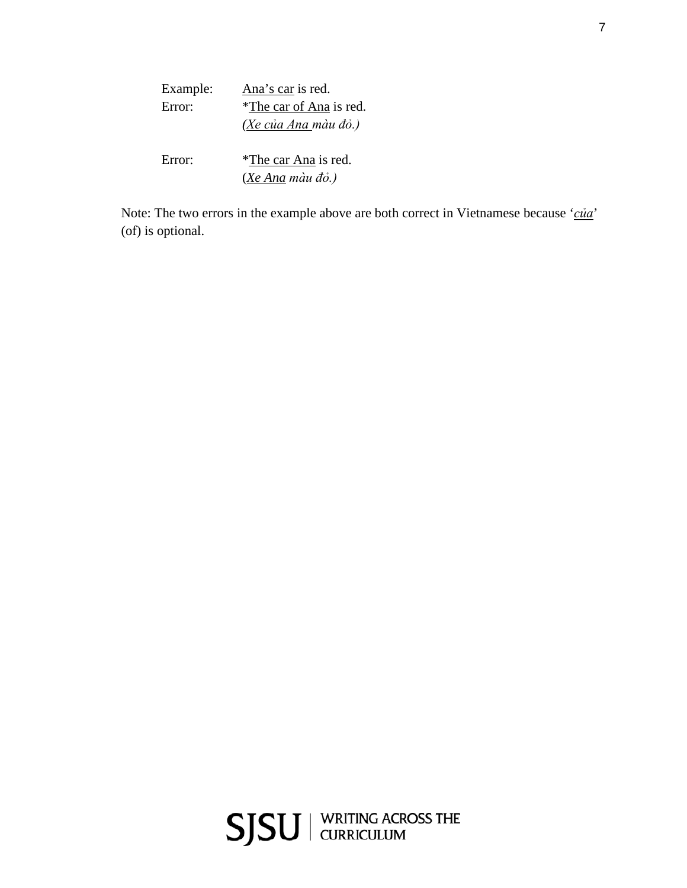Example: <u>Ana's car</u> is red.
Error: *<u>The car of Ana</u> is red.
*(<u>Xe của Ana</u> màu đỏ.)*

Error: *<u>The car Ana</u> is red.
(*<u>Xe Ana</u> màu đỏ.)*

Note: The two errors in the example above are both correct in Vietnamese because '*<u>của</u>*' (of) is optional.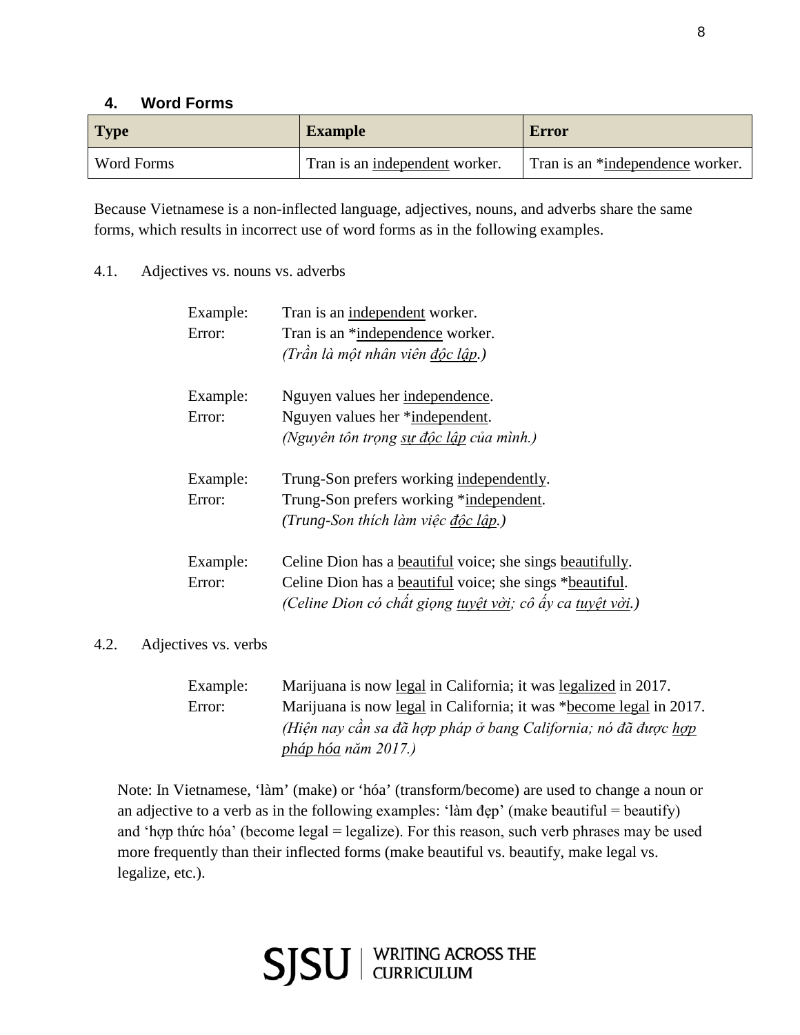### 4. Word Forms

| Type | Example | Error |
|---|---|---|
| Word Forms | Tran is an <u>independent</u> worker. | Tran is an *<u>independence</u> worker. |

Because Vietnamese is a non-inflected language, adjectives, nouns, and adverbs share the same forms, which results in incorrect use of word forms as in the following examples.

4.1. Adjectives vs. nouns vs. adverbs

Example: Tran is an <u>independent</u> worker.
Error: Tran is an *<u>independence</u> worker.
*(Trần là một nhân viên <u>độc lập</u>.)*

Example: Nguyen values her <u>independence</u>.
Error: Nguyen values her *<u>independent</u>.
*(Nguyên tôn trọng <u>sự độc lập</u> của mình.)*

Example: Trung-Son prefers working <u>independently</u>.
Error: Trung-Son prefers working *<u>independent</u>.
*(Trung-Son thích làm việc <u>độc lập</u>.)*

Example: Celine Dion has a <u>beautiful</u> voice; she sings <u>beautifully</u>.
Error: Celine Dion has a <u>beautiful</u> voice; she sings *<u>beautiful</u>.
*(Celine Dion có chất giọng <u>tuyệt vời</u>; cô ấy ca <u>tuyệt vời</u>.)*

4.2. Adjectives vs. verbs

Example: Marijuana is now <u>legal</u> in California; it was <u>legalized</u> in 2017.
Error: Marijuana is now <u>legal</u> in California; it was *<u>become legal</u> in 2017.
*(Hiện nay cần sa đã hợp pháp ở bang California; nó đã được <u>hợp pháp hóa</u> năm 2017.)*

Note: In Vietnamese, 'làm' (make) or 'hóa' (transform/become) are used to change a noun or an adjective to a verb as in the following examples: 'làm đẹp' (make beautiful = beautify) and 'hợp thức hóa' (become legal = legalize). For this reason, such verb phrases may be used more frequently than their inflected forms (make beautiful vs. beautify, make legal vs. legalize, etc.).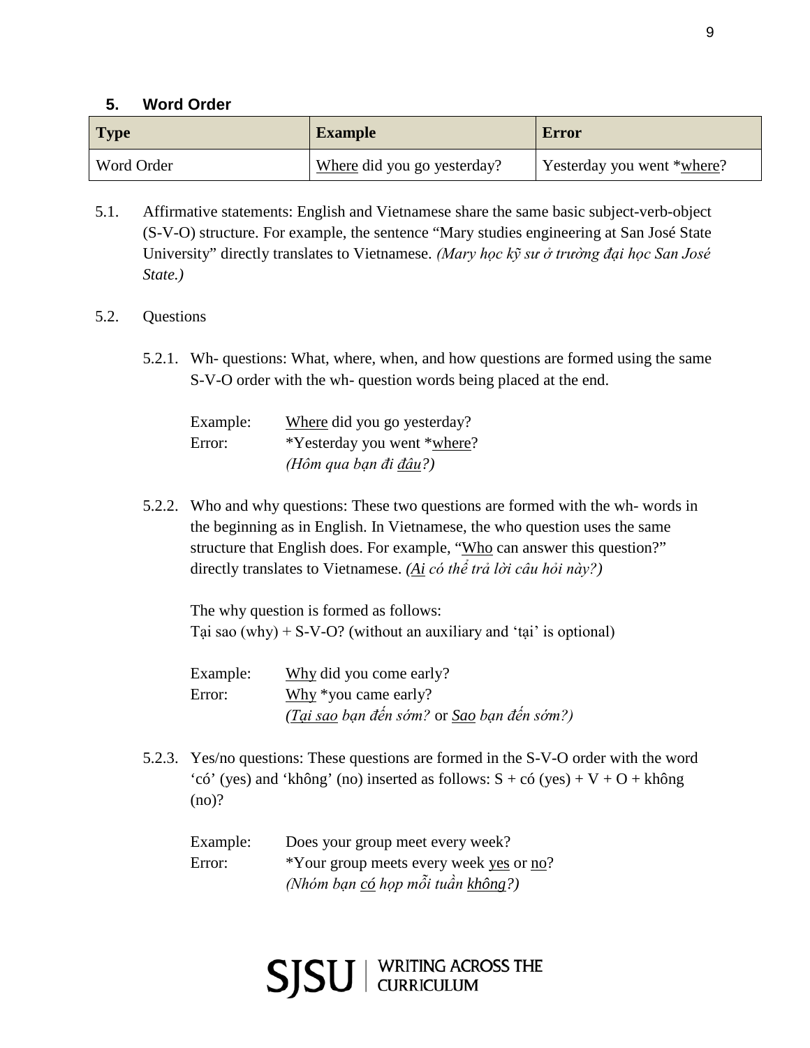## 5. Word Order

| Type | Example | Error |
| --- | --- | --- |
| Word Order | <u>Where</u> did you go yesterday? | Yesterday you went *<u>where</u>? |

5.1. Affirmative statements: English and Vietnamese share the same basic subject-verb-object (S-V-O) structure. For example, the sentence "Mary studies engineering at San José State University" directly translates to Vietnamese. *(Mary học kỹ sư ở trường đại học San José State.)*

5.2. Questions

5.2.1. Wh- questions: What, where, when, and how questions are formed using the same S-V-O order with the wh- question words being placed at the end.

Example: <u>Where</u> did you go yesterday?
Error: *Yesterday you went *<u>where</u>?
*(Hôm qua bạn đi <u>đâu</u>?)*

5.2.2. Who and why questions: These two questions are formed with the wh- words in the beginning as in English. In Vietnamese, the who question uses the same structure that English does. For example, "<u>Who</u> can answer this question?" directly translates to Vietnamese. *(<u>Ai</u> có thể trả lời câu hỏi này?)*

The why question is formed as follows:
Tại sao (why) + S-V-O? (without an auxiliary and 'tại' is optional)

Example: <u>Why</u> did you come early?
Error: <u>Why</u> *you came early?
*(<u>Tại sao</u> bạn đến sớm?* or *<u>Sao</u> bạn đến sớm?)*

5.2.3. Yes/no questions: These questions are formed in the S-V-O order with the word 'có' (yes) and 'không' (no) inserted as follows: S + có (yes) + V + O + không (no)?

Example: Does your group meet every week?
Error: *Your group meets every week <u>yes</u> or <u>no</u>?
*(Nhóm bạn <u>có</u> họp mỗi tuần <u>không</u>?)*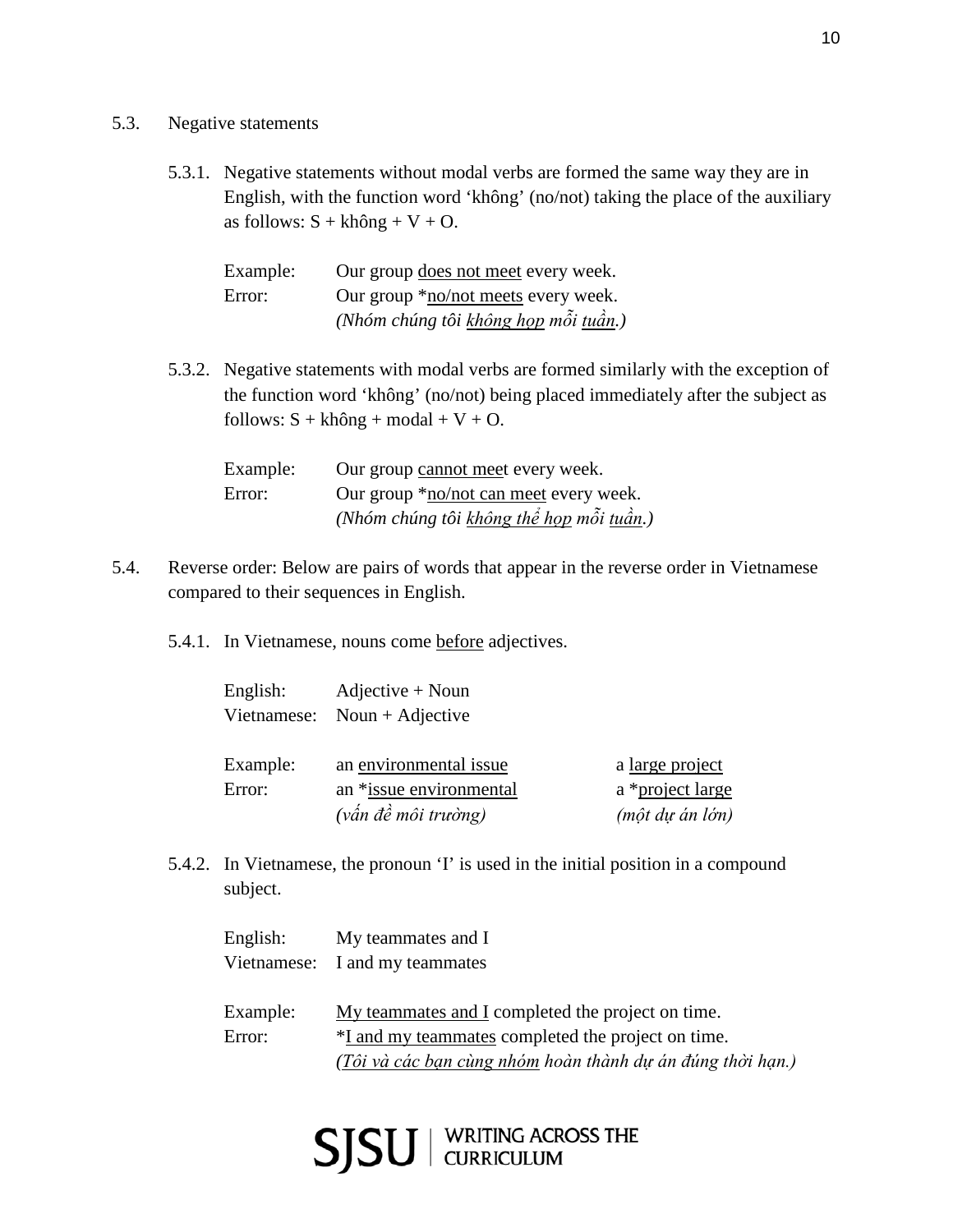5.3. Negative statements

5.3.1. Negative statements without modal verbs are formed the same way they are in English, with the function word 'không' (no/not) taking the place of the auxiliary as follows: S + không + V + O.

Example: Our group <u>does not meet</u> every week.
Error: Our group *<u>no/not meets</u> every week.
*(Nhóm chúng tôi <u>không họp</u> mỗi <u>tuần</u>.)*

5.3.2. Negative statements with modal verbs are formed similarly with the exception of the function word 'không' (no/not) being placed immediately after the subject as follows: S + không + modal + V + O.

Example: Our group <u>cannot mee</u>t every week.
Error: Our group *<u>no/not can meet</u> every week.
*(Nhóm chúng tôi <u>không thể họp</u> mỗi <u>tuần</u>.)*

5.4. Reverse order: Below are pairs of words that appear in the reverse order in Vietnamese compared to their sequences in English.

5.4.1. In Vietnamese, nouns come <u>before</u> adjectives.

English: Adjective + Noun
Vietnamese: Noun + Adjective

| | | |
|---|---|---|
| Example: | an <u>environmental issue</u> | a <u>large project</u> |
| Error: | an *<u>issue environmental</u> | a *<u>project large</u> |
| | *(vấn đề môi trường)* | *(một dự án lớn)* |

5.4.2. In Vietnamese, the pronoun 'I' is used in the initial position in a compound subject.

English: My teammates and I
Vietnamese: I and my teammates

Example: <u>My teammates and I</u> completed the project on time.
Error: *<u>I and my teammates</u> completed the project on time.
*(<u>Tôi và các bạn cùng nhóm</u> hoàn thành dự án đúng thời hạn.)*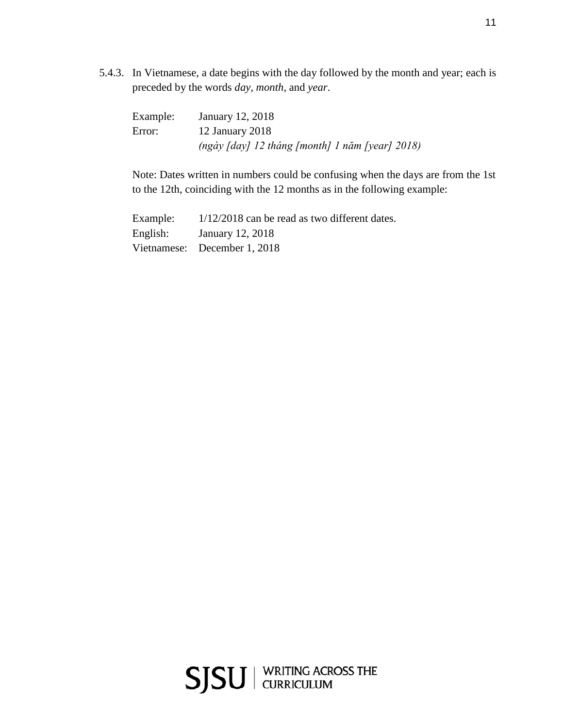5.4.3. In Vietnamese, a date begins with the day followed by the month and year; each is preceded by the words *day*, *month*, and *year*.

Example: January 12, 2018
Error: 12 January 2018
*(ngày [day] 12 tháng [month] 1 năm [year] 2018)*

Note: Dates written in numbers could be confusing when the days are from the 1st to the 12th, coinciding with the 12 months as in the following example:

Example: 1/12/2018 can be read as two different dates.
English: January 12, 2018
Vietnamese: December 1, 2018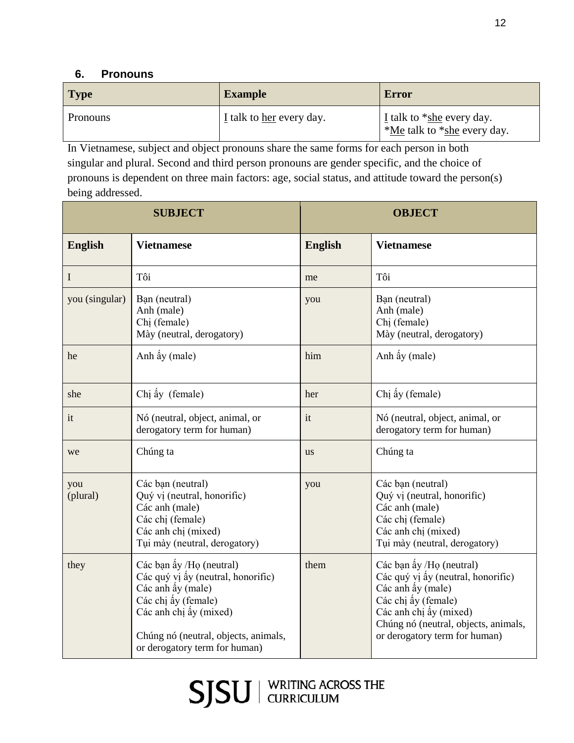## 6. Pronouns

| Type | Example | Error |
|---|---|---|
| Pronouns | <u>I</u> talk to <u>her</u> every day. | <u>I</u> talk to *<u>she</u> every day.<br>*<u>Me</u> talk to *<u>she</u> every day. |

In Vietnamese, subject and object pronouns share the same forms for each person in both singular and plural. Second and third person pronouns are gender specific, and the choice of pronouns is dependent on three main factors: age, social status, and attitude toward the person(s) being addressed.

| SUBJECT | | OBJECT | |
|---|---|---|---|
| **English** | **Vietnamese** | **English** | **Vietnamese** |
| I | Tôi | me | Tôi |
| you (singular) | Bạn (neutral)<br>Anh (male)<br>Chị (female)<br>Mày (neutral, derogatory) | you | Bạn (neutral)<br>Anh (male)<br>Chị (female)<br>Mày (neutral, derogatory) |
| he | Anh ấy (male) | him | Anh ấy (male) |
| she | Chị ấy (female) | her | Chị ấy (female) |
| it | Nó (neutral, object, animal, or derogatory term for human) | it | Nó (neutral, object, animal, or derogatory term for human) |
| we | Chúng ta | us | Chúng ta |
| you (plural) | Các bạn (neutral)<br>Quý vị (neutral, honorific)<br>Các anh (male)<br>Các chị (female)<br>Các anh chị (mixed)<br>Tụi mày (neutral, derogatory) | you | Các bạn (neutral)<br>Quý vị (neutral, honorific)<br>Các anh (male)<br>Các chị (female)<br>Các anh chị (mixed)<br>Tụi mày (neutral, derogatory) |
| they | Các bạn ấy /Họ (neutral)<br>Các quý vị ấy (neutral, honorific)<br>Các anh ấy (male)<br>Các chị ấy (female)<br>Các anh chị ấy (mixed)<br><br>Chúng nó (neutral, objects, animals, or derogatory term for human) | them | Các bạn ấy /Họ (neutral)<br>Các quý vị ấy (neutral, honorific)<br>Các anh ấy (male)<br>Các chị ấy (female)<br>Các anh chị ấy (mixed)<br>Chúng nó (neutral, objects, animals, or derogatory term for human) |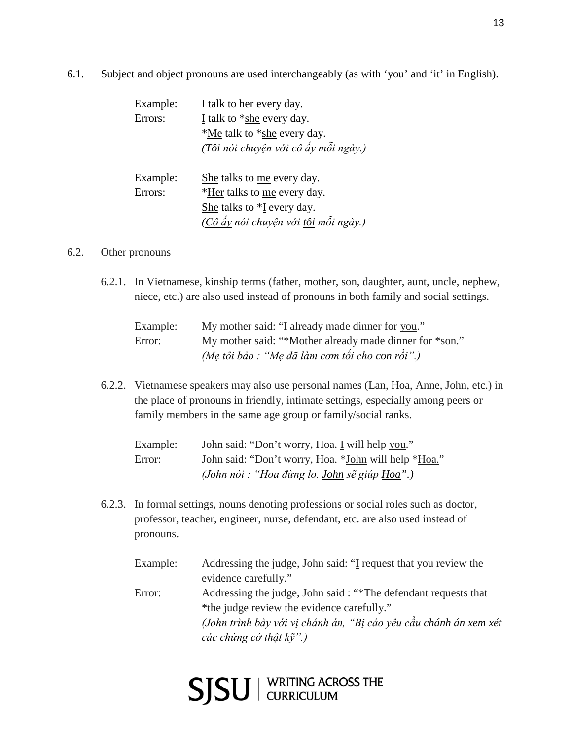6.1. Subject and object pronouns are used interchangeably (as with 'you' and 'it' in English).

| | |
|---|---|
| Example: | I talk to her every day. |
| Errors: | I talk to *she every day. |
| | *Me talk to *she every day. |
| | *(Tôi nói chuyện với cô ấy mỗi ngày.)* |
| Example: | She talks to me every day. |
| Errors: | *Her talks to me every day. |
| | She talks to *I every day. |
| | *(Cô ấy nói chuyện với tôi mỗi ngày.)* |

6.2. Other pronouns

6.2.1. In Vietnamese, kinship terms (father, mother, son, daughter, aunt, uncle, nephew, niece, etc.) are also used instead of pronouns in both family and social settings.

| | |
|---|---|
| Example: | My mother said: "I already made dinner for you." |
| Error: | My mother said: "*Mother already made dinner for *son." |
| | *(Mẹ tôi bảo : "Mẹ đã làm cơm tối cho con rồi".)* |

6.2.2. Vietnamese speakers may also use personal names (Lan, Hoa, Anne, John, etc.) in the place of pronouns in friendly, intimate settings, especially among peers or family members in the same age group or family/social ranks.

| | |
|---|---|
| Example: | John said: "Don't worry, Hoa. I will help you." |
| Error: | John said: "Don't worry, Hoa. *John will help *Hoa." |
| | *(John nói : "Hoa đừng lo. John sẽ giúp Hoa".)* |

6.2.3. In formal settings, nouns denoting professions or social roles such as doctor, professor, teacher, engineer, nurse, defendant, etc. are also used instead of pronouns.

| | |
|---|---|
| Example: | Addressing the judge, John said: "I request that you review the evidence carefully." |
| Error: | Addressing the judge, John said : "*The defendant requests that *the judge review the evidence carefully." |
| | *(John trình bày với vị chánh án, "Bị cáo yêu cầu chánh án xem xét các chứng cớ thật kỹ".)* |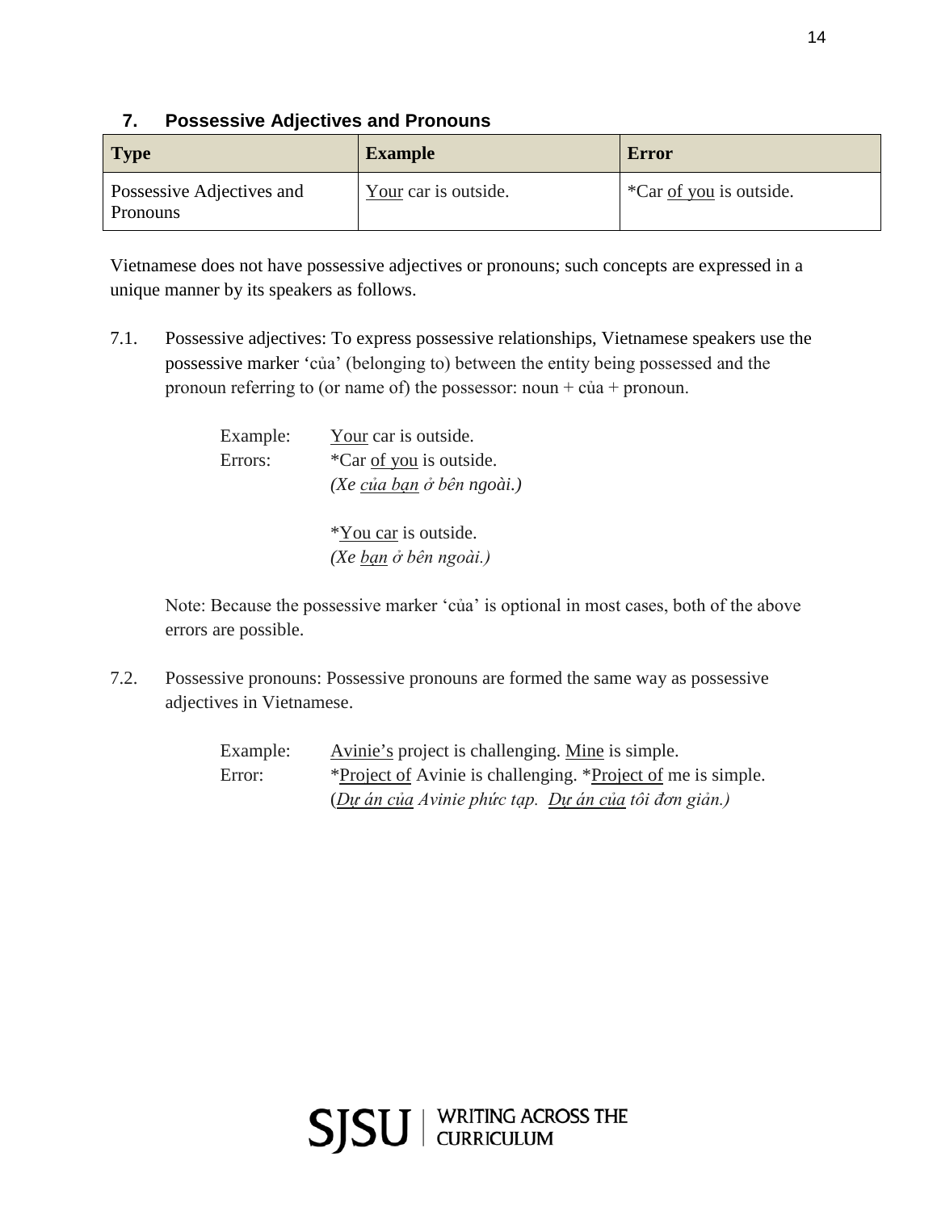### 7. Possessive Adjectives and Pronouns

| Type | Example | Error |
| --- | --- | --- |
| Possessive Adjectives and Pronouns | Your car is outside. | *Car of you is outside. |

Vietnamese does not have possessive adjectives or pronouns; such concepts are expressed in a unique manner by its speakers as follows.

7.1. Possessive adjectives: To express possessive relationships, Vietnamese speakers use the possessive marker 'của' (belonging to) between the entity being possessed and the pronoun referring to (or name of) the possessor: noun + của + pronoun.

> Example: Your car is outside.
> Errors: *Car of you is outside.
> *(Xe của bạn ở bên ngoài.)*
>
> *You car is outside.
> *(Xe bạn ở bên ngoài.)*

Note: Because the possessive marker 'của' is optional in most cases, both of the above errors are possible.

7.2. Possessive pronouns: Possessive pronouns are formed the same way as possessive adjectives in Vietnamese.

> Example: Avinie's project is challenging. Mine is simple.
> Error: *Project of Avinie is challenging. *Project of me is simple.
> (*Dự án của Avinie phức tạp. Dự án của tôi đơn giản.)*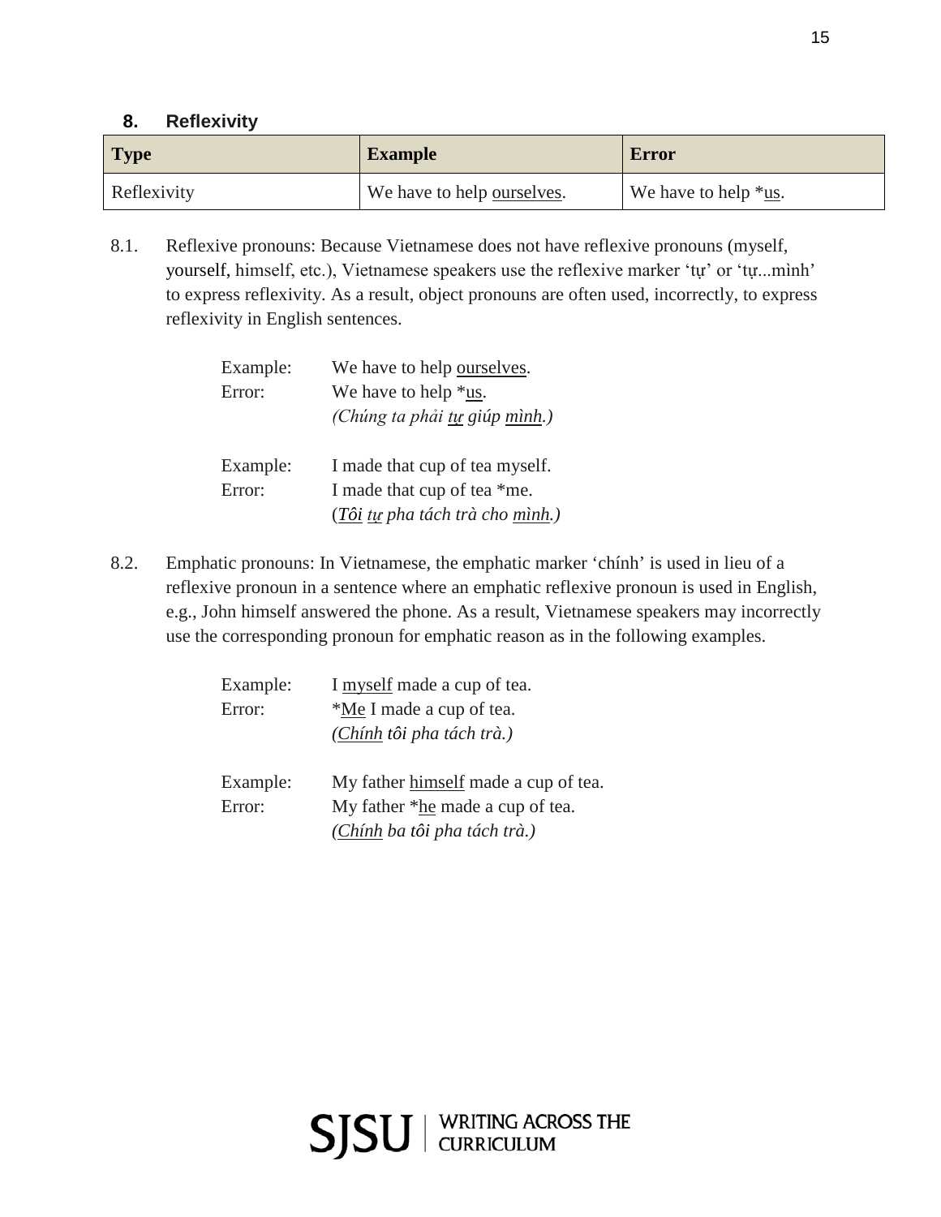## 8. Reflexivity

| Type | Example | Error |
| --- | --- | --- |
| Reflexivity | We have to help <u>ourselves</u>. | We have to help *<u>us</u>. |

8.1. Reflexive pronouns: Because Vietnamese does not have reflexive pronouns (myself, yourself, himself, etc.), Vietnamese speakers use the reflexive marker 'tự' or 'tự...mình' to express reflexivity. As a result, object pronouns are often used, incorrectly, to express reflexivity in English sentences.

Example: We have to help <u>ourselves</u>.
Error: We have to help *<u>us</u>.
*(Chúng ta phải <u>tự</u> giúp <u>mình</u>.)*

Example: I made that cup of tea myself.
Error: I made that cup of tea *me.
(*<u>Tôi</u> <u>tự</u> pha tách trà cho <u>mình</u>.)*

8.2. Emphatic pronouns: In Vietnamese, the emphatic marker 'chính' is used in lieu of a reflexive pronoun in a sentence where an emphatic reflexive pronoun is used in English, e.g., John himself answered the phone. As a result, Vietnamese speakers may incorrectly use the corresponding pronoun for emphatic reason as in the following examples.

Example: I <u>myself</u> made a cup of tea.
Error: *<u>Me</u> I made a cup of tea.
*(<u>Chính</u> tôi pha tách trà.)*

Example: My father <u>himself</u> made a cup of tea.
Error: My father *<u>he</u> made a cup of tea.
*(<u>Chính</u> ba tôi pha tách trà.)*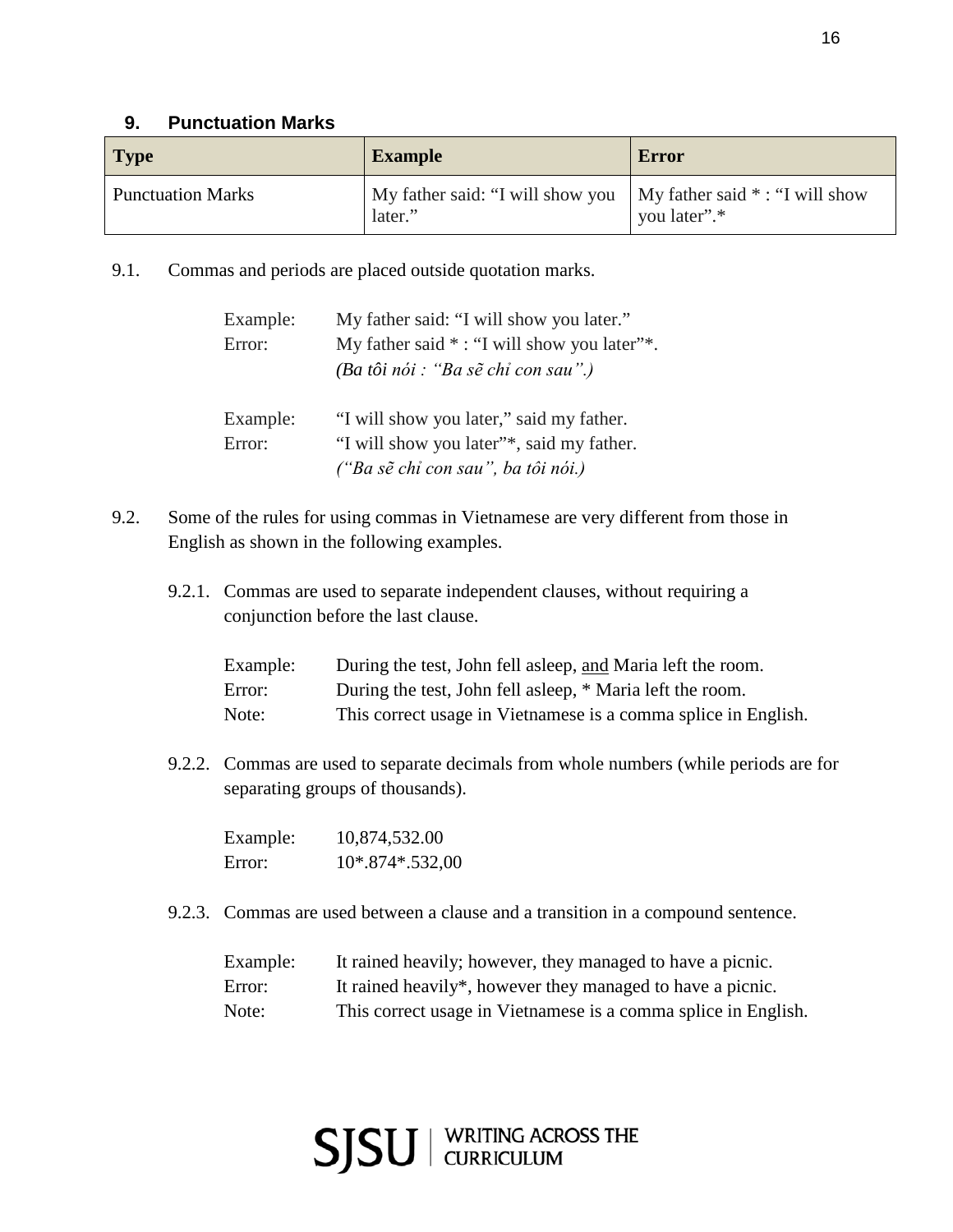## 9. Punctuation Marks

| Type | Example | Error |
| --- | --- | --- |
| Punctuation Marks | My father said: “I will show you later.” | My father said * : “I will show you later”.* |

9.1. Commas and periods are placed outside quotation marks.

Example: My father said: “I will show you later.”
Error: My father said * : “I will show you later”*.
*(Ba tôi nói : “Ba sẽ chỉ con sau”.)*

Example: “I will show you later,” said my father.
Error: “I will show you later”*, said my father.
*(“Ba sẽ chỉ con sau”, ba tôi nói.)*

9.2. Some of the rules for using commas in Vietnamese are very different from those in English as shown in the following examples.

9.2.1. Commas are used to separate independent clauses, without requiring a conjunction before the last clause.

Example: During the test, John fell asleep, <u>and</u> Maria left the room.
Error: During the test, John fell asleep, * Maria left the room.
Note: This correct usage in Vietnamese is a comma splice in English.

9.2.2. Commas are used to separate decimals from whole numbers (while periods are for separating groups of thousands).

Example: 10,874,532.00
Error: 10*.874*.532,00

9.2.3. Commas are used between a clause and a transition in a compound sentence.

Example: It rained heavily; however, they managed to have a picnic.
Error: It rained heavily*, however they managed to have a picnic.
Note: This correct usage in Vietnamese is a comma splice in English.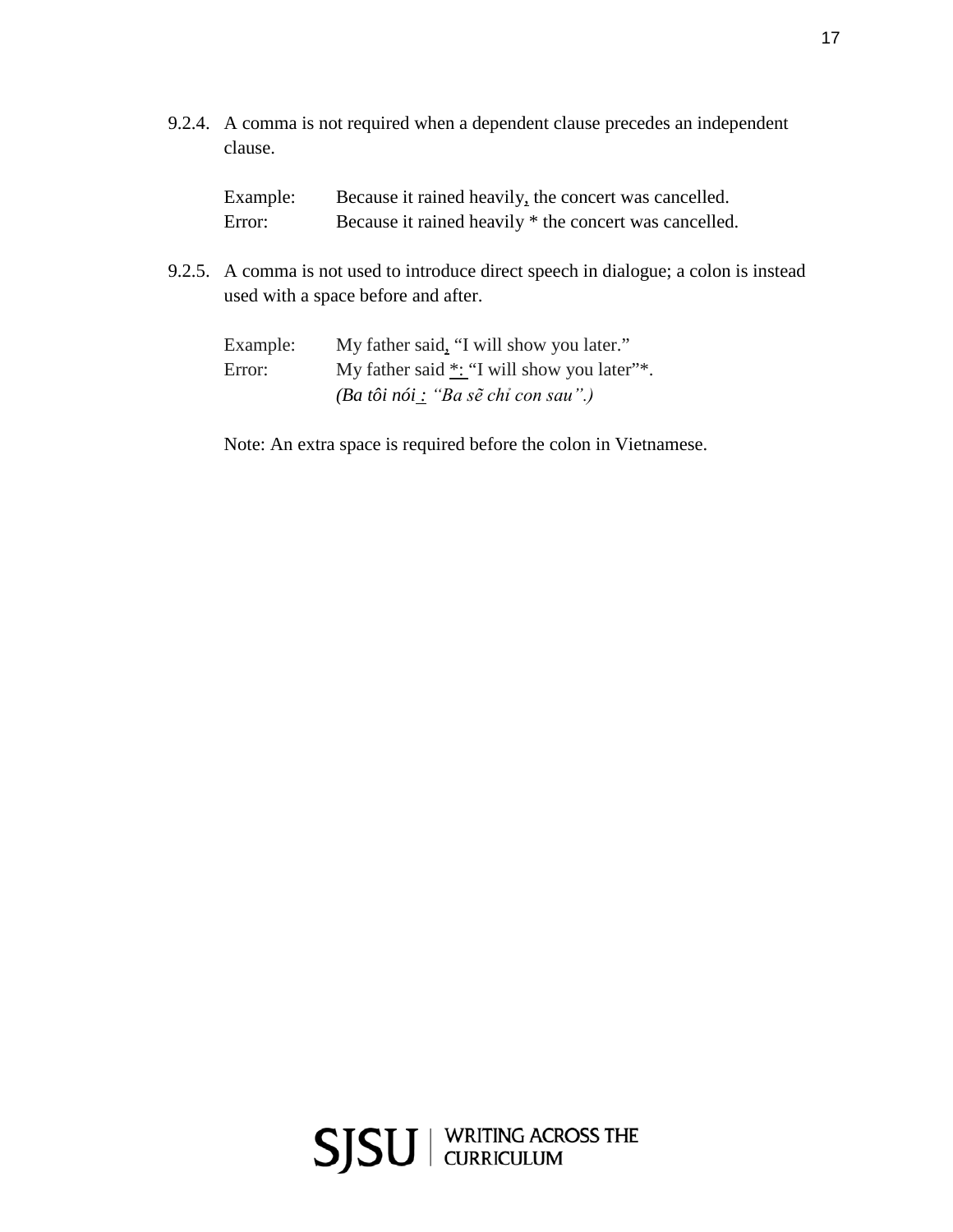9.2.4. A comma is not required when a dependent clause precedes an independent clause.

Example: Because it rained heavily, the concert was cancelled.
Error: Because it rained heavily * the concert was cancelled.

9.2.5. A comma is not used to introduce direct speech in dialogue; a colon is instead used with a space before and after.

Example: My father said, "I will show you later."
Error: My father said *: "I will show you later"*.
*(Ba tôi nói : "Ba sẽ chỉ con sau".)*

Note: An extra space is required before the colon in Vietnamese.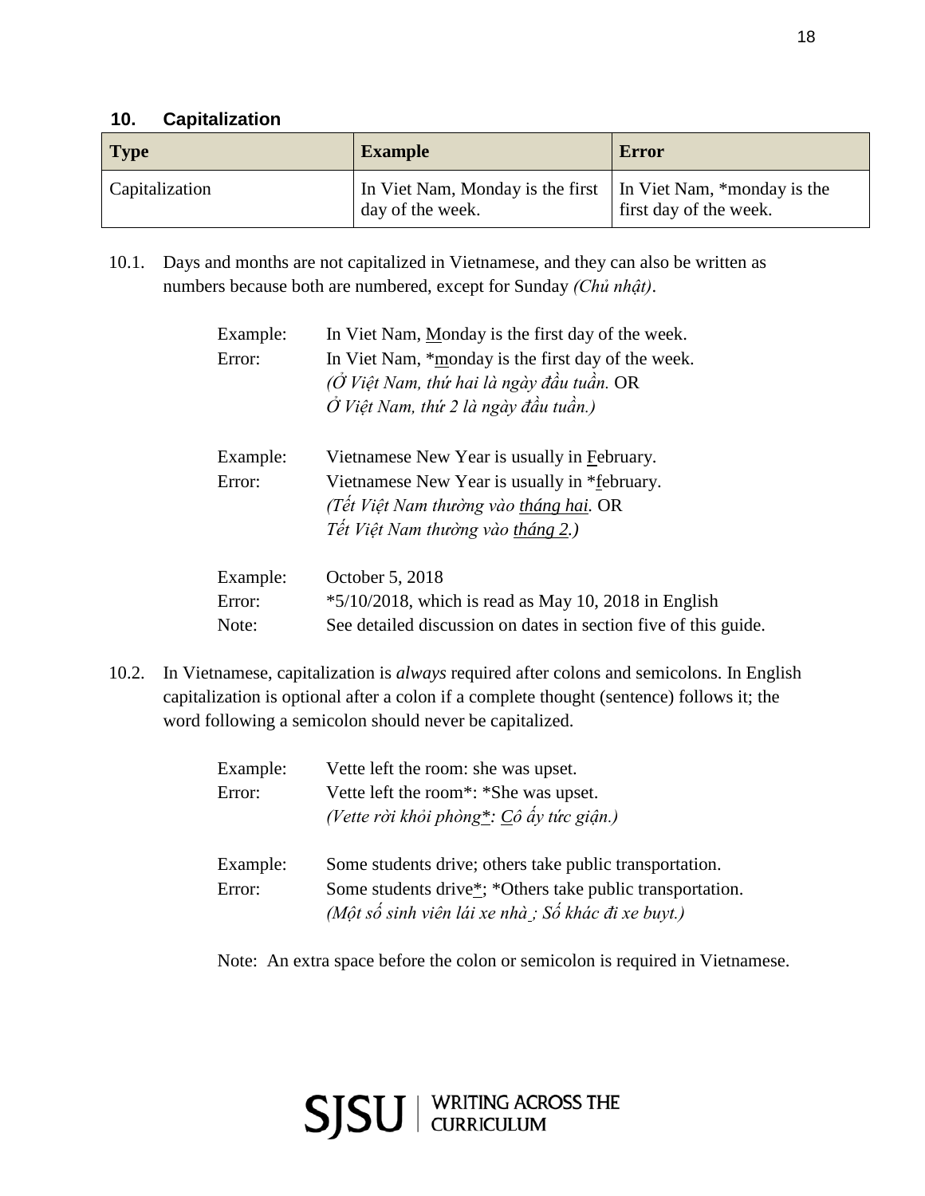## 10. Capitalization

| Type | Example | Error |
|---|---|---|
| Capitalization | In Viet Nam, Monday is the first day of the week. | In Viet Nam, *monday is the first day of the week. |

10.1. Days and months are not capitalized in Vietnamese, and they can also be written as numbers because both are numbered, except for Sunday *(Chủ nhật)*.

Example: In Viet Nam, <u>M</u>onday is the first day of the week.
Error: In Viet Nam, *<u>m</u>onday is the first day of the week.
*(Ở Việt Nam, thứ hai là ngày đầu tuần.* OR
*Ở Việt Nam, thứ 2 là ngày đầu tuần.)*

Example: Vietnamese New Year is usually in <u>F</u>ebruary.
Error: Vietnamese New Year is usually in *<u>f</u>ebruary.
*(Tết Việt Nam thường vào <u>tháng hai</u>.* OR
*Tết Việt Nam thường vào <u>tháng 2</u>.)*

Example: October 5, 2018
Error: *5/10/2018, which is read as May 10, 2018 in English
Note: See detailed discussion on dates in section five of this guide.

10.2. In Vietnamese, capitalization is *always* required after colons and semicolons. In English capitalization is optional after a colon if a complete thought (sentence) follows it; the word following a semicolon should never be capitalized.

Example: Vette left the room: she was upset.
Error: Vette left the room*: *She was upset.
*(Vette rời khỏi phòng<u>*</u>: <u>C</u>ô ấy tức giận.)*

Example: Some students drive; others take public transportation.
Error: Some students drive<u>*</u>; *Others take public transportation.
*(Một số sinh viên lái xe nhà_; Số khác đi xe buyt.)*

Note: An extra space before the colon or semicolon is required in Vietnamese.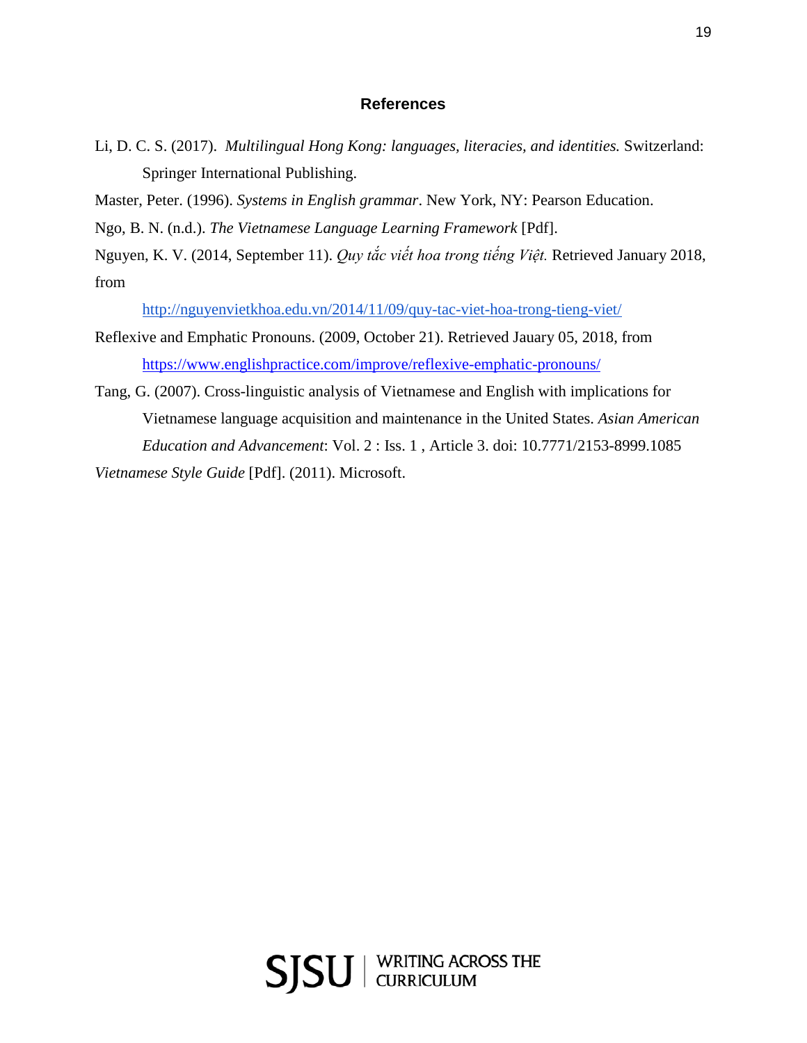## References

Li, D. C. S. (2017). *Multilingual Hong Kong: languages, literacies, and identities.* Switzerland: Springer International Publishing.

Master, Peter. (1996). *Systems in English grammar*. New York, NY: Pearson Education.

Ngo, B. N. (n.d.). *The Vietnamese Language Learning Framework* [Pdf].

Nguyen, K. V. (2014, September 11). *Quy tắc viết hoa trong tiếng Việt.* Retrieved January 2018, from http://nguyenvietkhoa.edu.vn/2014/11/09/quy-tac-viet-hoa-trong-tieng-viet/

Reflexive and Emphatic Pronouns. (2009, October 21). Retrieved Jauary 05, 2018, from https://www.englishpractice.com/improve/reflexive-emphatic-pronouns/

Tang, G. (2007). Cross-linguistic analysis of Vietnamese and English with implications for Vietnamese language acquisition and maintenance in the United States. *Asian American Education and Advancement*: Vol. 2 : Iss. 1 , Article 3. doi: 10.7771/2153-8999.1085

*Vietnamese Style Guide* [Pdf]. (2011). Microsoft.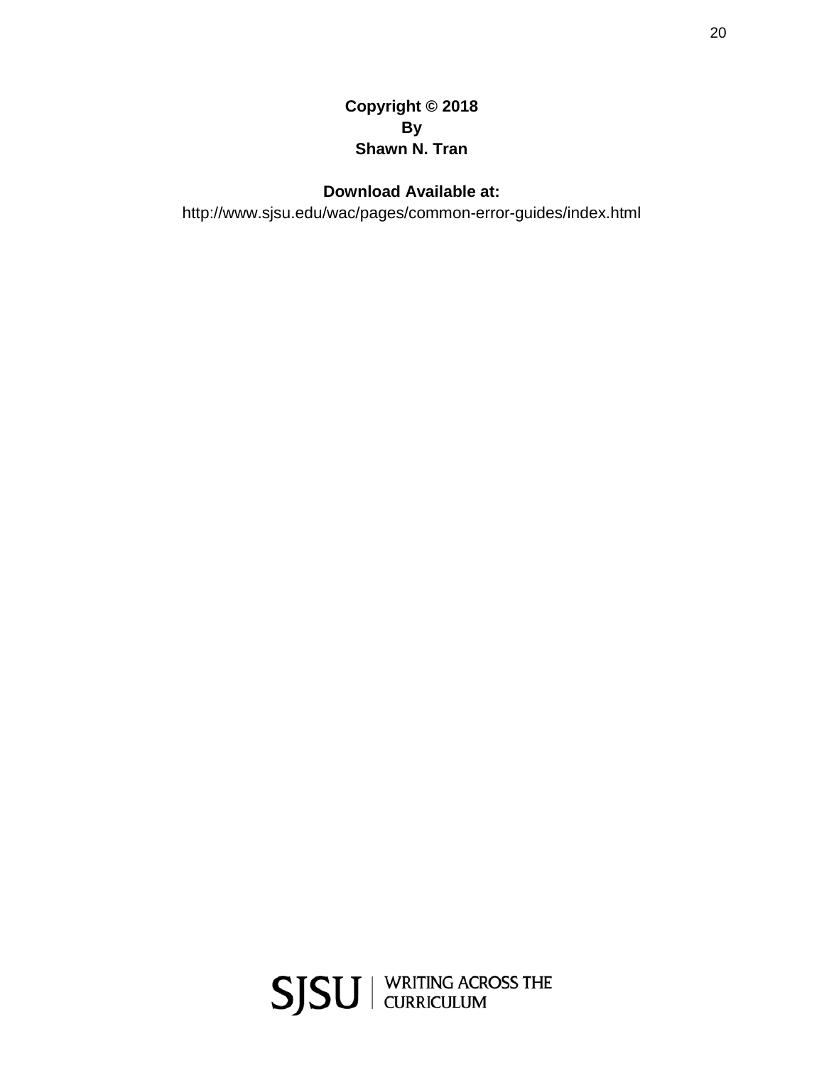**Copyright © 2018**
**By**
**Shawn N. Tran**

**Download Available at:**
http://www.sjsu.edu/wac/pages/common-error-guides/index.html

SJSU | WRITING ACROSS THE CURRICULUM